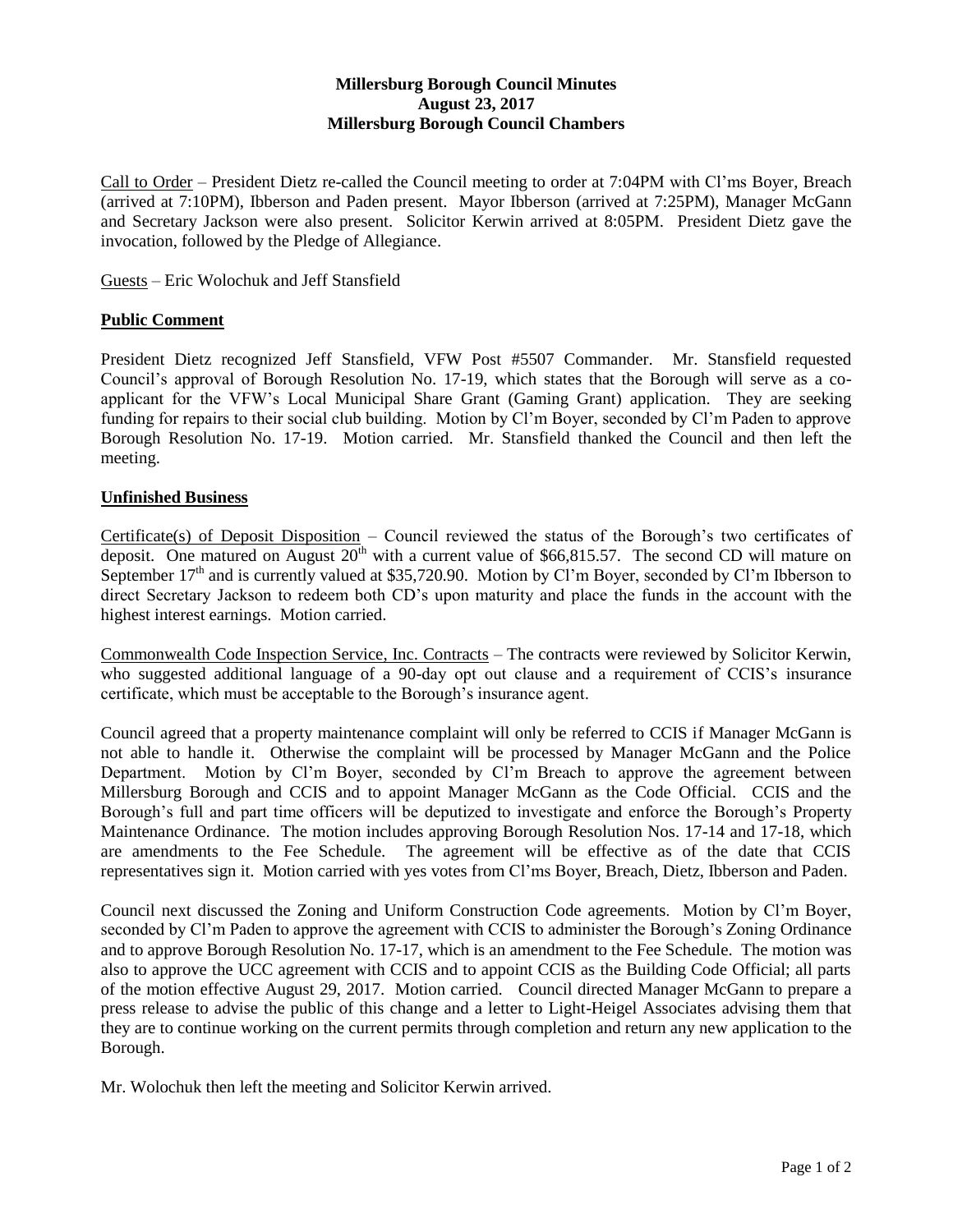**Millersburg Borough Council Minutes**
**August 23, 2017**
**Millersburg Borough Council Chambers**

Call to Order – President Dietz re-called the Council meeting to order at 7:04PM with Cl'ms Boyer, Breach (arrived at 7:10PM), Ibberson and Paden present. Mayor Ibberson (arrived at 7:25PM), Manager McGann and Secretary Jackson were also present. Solicitor Kerwin arrived at 8:05PM. President Dietz gave the invocation, followed by the Pledge of Allegiance.

Guests – Eric Wolochuk and Jeff Stansfield

## Public Comment

President Dietz recognized Jeff Stansfield, VFW Post #5507 Commander. Mr. Stansfield requested Council's approval of Borough Resolution No. 17-19, which states that the Borough will serve as a co-applicant for the VFW's Local Municipal Share Grant (Gaming Grant) application. They are seeking funding for repairs to their social club building. Motion by Cl'm Boyer, seconded by Cl'm Paden to approve Borough Resolution No. 17-19. Motion carried. Mr. Stansfield thanked the Council and then left the meeting.

## Unfinished Business

Certificate(s) of Deposit Disposition – Council reviewed the status of the Borough's two certificates of deposit. One matured on August 20th with a current value of $66,815.57. The second CD will mature on September 17th and is currently valued at $35,720.90. Motion by Cl'm Boyer, seconded by Cl'm Ibberson to direct Secretary Jackson to redeem both CD's upon maturity and place the funds in the account with the highest interest earnings. Motion carried.

Commonwealth Code Inspection Service, Inc. Contracts – The contracts were reviewed by Solicitor Kerwin, who suggested additional language of a 90-day opt out clause and a requirement of CCIS's insurance certificate, which must be acceptable to the Borough's insurance agent.

Council agreed that a property maintenance complaint will only be referred to CCIS if Manager McGann is not able to handle it. Otherwise the complaint will be processed by Manager McGann and the Police Department. Motion by Cl'm Boyer, seconded by Cl'm Breach to approve the agreement between Millersburg Borough and CCIS and to appoint Manager McGann as the Code Official. CCIS and the Borough's full and part time officers will be deputized to investigate and enforce the Borough's Property Maintenance Ordinance. The motion includes approving Borough Resolution Nos. 17-14 and 17-18, which are amendments to the Fee Schedule. The agreement will be effective as of the date that CCIS representatives sign it. Motion carried with yes votes from Cl'ms Boyer, Breach, Dietz, Ibberson and Paden.

Council next discussed the Zoning and Uniform Construction Code agreements. Motion by Cl'm Boyer, seconded by Cl'm Paden to approve the agreement with CCIS to administer the Borough's Zoning Ordinance and to approve Borough Resolution No. 17-17, which is an amendment to the Fee Schedule. The motion was also to approve the UCC agreement with CCIS and to appoint CCIS as the Building Code Official; all parts of the motion effective August 29, 2017. Motion carried. Council directed Manager McGann to prepare a press release to advise the public of this change and a letter to Light-Heigel Associates advising them that they are to continue working on the current permits through completion and return any new application to the Borough.

Mr. Wolochuk then left the meeting and Solicitor Kerwin arrived.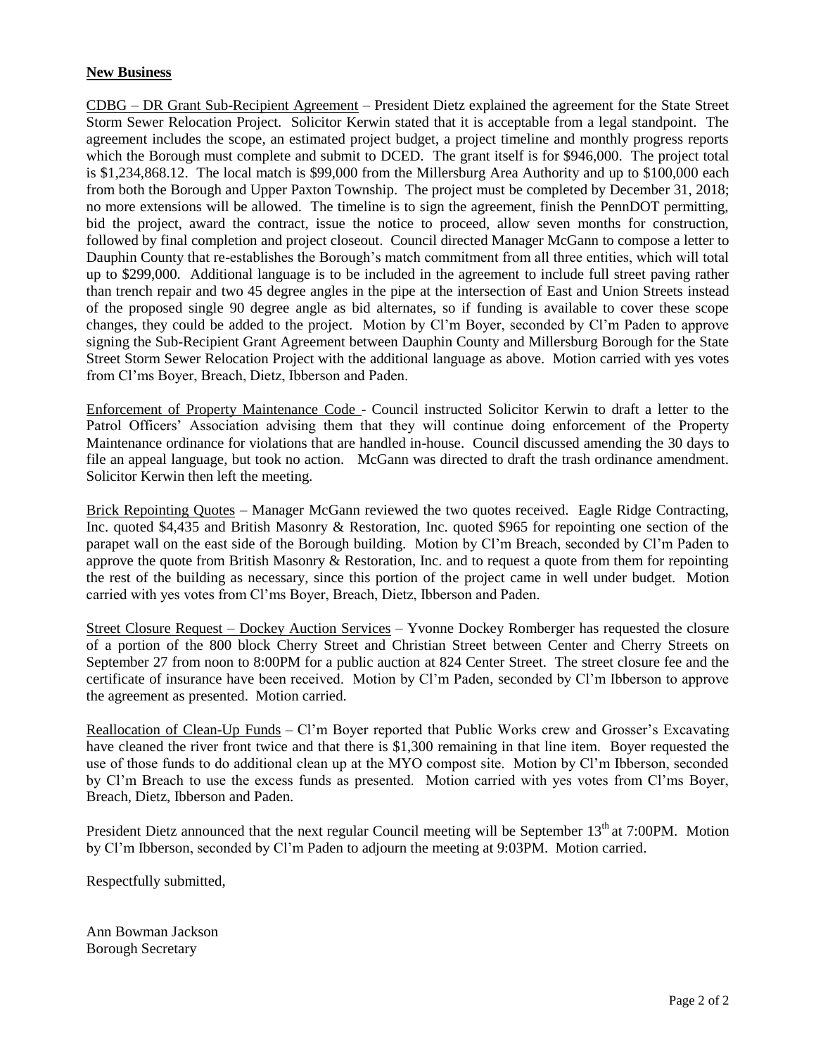**New Business**

CDBG – DR Grant Sub-Recipient Agreement – President Dietz explained the agreement for the State Street Storm Sewer Relocation Project. Solicitor Kerwin stated that it is acceptable from a legal standpoint. The agreement includes the scope, an estimated project budget, a project timeline and monthly progress reports which the Borough must complete and submit to DCED. The grant itself is for $946,000. The project total is $1,234,868.12. The local match is $99,000 from the Millersburg Area Authority and up to $100,000 each from both the Borough and Upper Paxton Township. The project must be completed by December 31, 2018; no more extensions will be allowed. The timeline is to sign the agreement, finish the PennDOT permitting, bid the project, award the contract, issue the notice to proceed, allow seven months for construction, followed by final completion and project closeout. Council directed Manager McGann to compose a letter to Dauphin County that re-establishes the Borough's match commitment from all three entities, which will total up to $299,000. Additional language is to be included in the agreement to include full street paving rather than trench repair and two 45 degree angles in the pipe at the intersection of East and Union Streets instead of the proposed single 90 degree angle as bid alternates, so if funding is available to cover these scope changes, they could be added to the project. Motion by Cl'm Boyer, seconded by Cl'm Paden to approve signing the Sub-Recipient Grant Agreement between Dauphin County and Millersburg Borough for the State Street Storm Sewer Relocation Project with the additional language as above. Motion carried with yes votes from Cl'ms Boyer, Breach, Dietz, Ibberson and Paden.

Enforcement of Property Maintenance Code - Council instructed Solicitor Kerwin to draft a letter to the Patrol Officers' Association advising them that they will continue doing enforcement of the Property Maintenance ordinance for violations that are handled in-house. Council discussed amending the 30 days to file an appeal language, but took no action. McGann was directed to draft the trash ordinance amendment. Solicitor Kerwin then left the meeting.

Brick Repointing Quotes – Manager McGann reviewed the two quotes received. Eagle Ridge Contracting, Inc. quoted $4,435 and British Masonry & Restoration, Inc. quoted $965 for repointing one section of the parapet wall on the east side of the Borough building. Motion by Cl'm Breach, seconded by Cl'm Paden to approve the quote from British Masonry & Restoration, Inc. and to request a quote from them for repointing the rest of the building as necessary, since this portion of the project came in well under budget. Motion carried with yes votes from Cl'ms Boyer, Breach, Dietz, Ibberson and Paden.

Street Closure Request – Dockey Auction Services – Yvonne Dockey Romberger has requested the closure of a portion of the 800 block Cherry Street and Christian Street between Center and Cherry Streets on September 27 from noon to 8:00PM for a public auction at 824 Center Street. The street closure fee and the certificate of insurance have been received. Motion by Cl'm Paden, seconded by Cl'm Ibberson to approve the agreement as presented. Motion carried.

Reallocation of Clean-Up Funds – Cl'm Boyer reported that Public Works crew and Grosser's Excavating have cleaned the river front twice and that there is $1,300 remaining in that line item. Boyer requested the use of those funds to do additional clean up at the MYO compost site. Motion by Cl'm Ibberson, seconded by Cl'm Breach to use the excess funds as presented. Motion carried with yes votes from Cl'ms Boyer, Breach, Dietz, Ibberson and Paden.

President Dietz announced that the next regular Council meeting will be September 13th at 7:00PM. Motion by Cl'm Ibberson, seconded by Cl'm Paden to adjourn the meeting at 9:03PM. Motion carried.

Respectfully submitted,

Ann Bowman Jackson
Borough Secretary